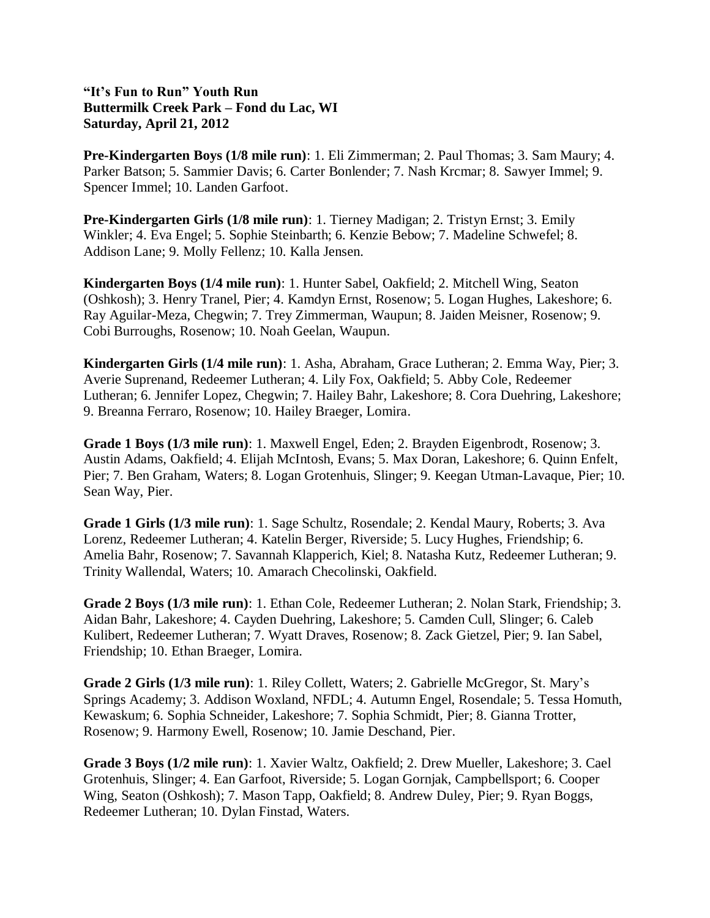**"It's Fun to Run" Youth Run**
**Buttermilk Creek Park – Fond du Lac, WI**
**Saturday, April 21, 2012**

**Pre-Kindergarten Boys (1/8 mile run)**: 1. Eli Zimmerman; 2. Paul Thomas; 3. Sam Maury; 4. Parker Batson; 5. Sammier Davis; 6. Carter Bonlender; 7. Nash Krcmar; 8. Sawyer Immel; 9. Spencer Immel; 10. Landen Garfoot.

**Pre-Kindergarten Girls (1/8 mile run)**: 1. Tierney Madigan; 2. Tristyn Ernst; 3. Emily Winkler; 4. Eva Engel; 5. Sophie Steinbarth; 6. Kenzie Bebow; 7. Madeline Schwefel; 8. Addison Lane; 9. Molly Fellenz; 10. Kalla Jensen.

**Kindergarten Boys (1/4 mile run)**: 1. Hunter Sabel, Oakfield; 2. Mitchell Wing, Seaton (Oshkosh); 3. Henry Tranel, Pier; 4. Kamdyn Ernst, Rosenow; 5. Logan Hughes, Lakeshore; 6. Ray Aguilar-Meza, Chegwin; 7. Trey Zimmerman, Waupun; 8. Jaiden Meisner, Rosenow; 9. Cobi Burroughs, Rosenow; 10. Noah Geelan, Waupun.

**Kindergarten Girls (1/4 mile run)**: 1. Asha, Abraham, Grace Lutheran; 2. Emma Way, Pier; 3. Averie Suprenand, Redeemer Lutheran; 4. Lily Fox, Oakfield; 5. Abby Cole, Redeemer Lutheran; 6. Jennifer Lopez, Chegwin; 7. Hailey Bahr, Lakeshore; 8. Cora Duehring, Lakeshore; 9. Breanna Ferraro, Rosenow; 10. Hailey Braeger, Lomira.

**Grade 1 Boys (1/3 mile run)**: 1. Maxwell Engel, Eden; 2. Brayden Eigenbrodt, Rosenow; 3. Austin Adams, Oakfield; 4. Elijah McIntosh, Evans; 5. Max Doran, Lakeshore; 6. Quinn Enfelt, Pier; 7. Ben Graham, Waters; 8. Logan Grotenhuis, Slinger; 9. Keegan Utman-Lavaque, Pier; 10. Sean Way, Pier.

**Grade 1 Girls (1/3 mile run)**: 1. Sage Schultz, Rosendale; 2. Kendal Maury, Roberts; 3. Ava Lorenz, Redeemer Lutheran; 4. Katelin Berger, Riverside; 5. Lucy Hughes, Friendship; 6. Amelia Bahr, Rosenow; 7. Savannah Klapperich, Kiel; 8. Natasha Kutz, Redeemer Lutheran; 9. Trinity Wallendal, Waters; 10. Amarach Checolinski, Oakfield.

**Grade 2 Boys (1/3 mile run)**: 1. Ethan Cole, Redeemer Lutheran; 2. Nolan Stark, Friendship; 3. Aidan Bahr, Lakeshore; 4. Cayden Duehring, Lakeshore; 5. Camden Cull, Slinger; 6. Caleb Kulibert, Redeemer Lutheran; 7. Wyatt Draves, Rosenow; 8. Zack Gietzel, Pier; 9. Ian Sabel, Friendship; 10. Ethan Braeger, Lomira.

**Grade 2 Girls (1/3 mile run)**: 1. Riley Collett, Waters; 2. Gabrielle McGregor, St. Mary's Springs Academy; 3. Addison Woxland, NFDL; 4. Autumn Engel, Rosendale; 5. Tessa Homuth, Kewaskum; 6. Sophia Schneider, Lakeshore; 7. Sophia Schmidt, Pier; 8. Gianna Trotter, Rosenow; 9. Harmony Ewell, Rosenow; 10. Jamie Deschand, Pier.

**Grade 3 Boys (1/2 mile run)**: 1. Xavier Waltz, Oakfield; 2. Drew Mueller, Lakeshore; 3. Cael Grotenhuis, Slinger; 4. Ean Garfoot, Riverside; 5. Logan Gornjak, Campbellsport; 6. Cooper Wing, Seaton (Oshkosh); 7. Mason Tapp, Oakfield; 8. Andrew Duley, Pier; 9. Ryan Boggs, Redeemer Lutheran; 10. Dylan Finstad, Waters.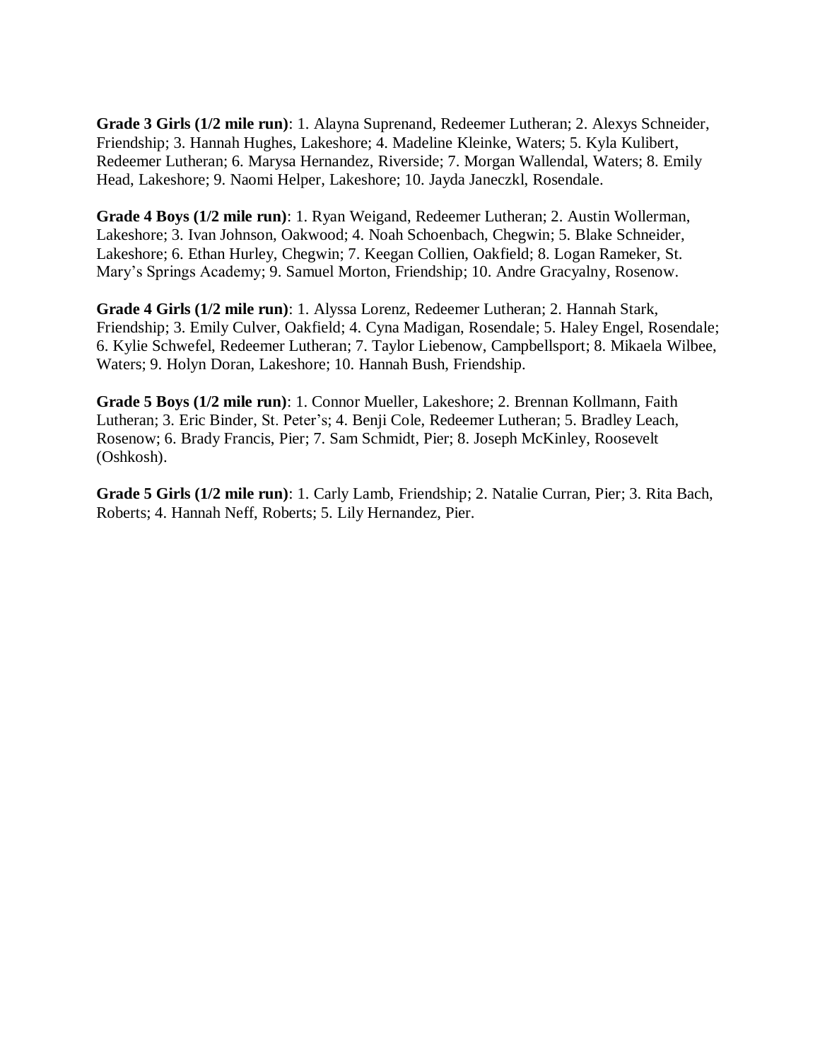**Grade 3 Girls (1/2 mile run)**: 1. Alayna Suprenand, Redeemer Lutheran; 2. Alexys Schneider, Friendship; 3. Hannah Hughes, Lakeshore; 4. Madeline Kleinke, Waters; 5. Kyla Kulibert, Redeemer Lutheran; 6. Marysa Hernandez, Riverside; 7. Morgan Wallendal, Waters; 8. Emily Head, Lakeshore; 9. Naomi Helper, Lakeshore; 10. Jayda Janeczkl, Rosendale.

**Grade 4 Boys (1/2 mile run)**: 1. Ryan Weigand, Redeemer Lutheran; 2. Austin Wollerman, Lakeshore; 3. Ivan Johnson, Oakwood; 4. Noah Schoenbach, Chegwin; 5. Blake Schneider, Lakeshore; 6. Ethan Hurley, Chegwin; 7. Keegan Collien, Oakfield; 8. Logan Rameker, St. Mary's Springs Academy; 9. Samuel Morton, Friendship; 10. Andre Gracyalny, Rosenow.

**Grade 4 Girls (1/2 mile run)**: 1. Alyssa Lorenz, Redeemer Lutheran; 2. Hannah Stark, Friendship; 3. Emily Culver, Oakfield; 4. Cyna Madigan, Rosendale; 5. Haley Engel, Rosendale; 6. Kylie Schwefel, Redeemer Lutheran; 7. Taylor Liebenow, Campbellsport; 8. Mikaela Wilbee, Waters; 9. Holyn Doran, Lakeshore; 10. Hannah Bush, Friendship.

**Grade 5 Boys (1/2 mile run)**: 1. Connor Mueller, Lakeshore; 2. Brennan Kollmann, Faith Lutheran; 3. Eric Binder, St. Peter's; 4. Benji Cole, Redeemer Lutheran; 5. Bradley Leach, Rosenow; 6. Brady Francis, Pier; 7. Sam Schmidt, Pier; 8. Joseph McKinley, Roosevelt (Oshkosh).

**Grade 5 Girls (1/2 mile run)**: 1. Carly Lamb, Friendship; 2. Natalie Curran, Pier; 3. Rita Bach, Roberts; 4. Hannah Neff, Roberts; 5. Lily Hernandez, Pier.